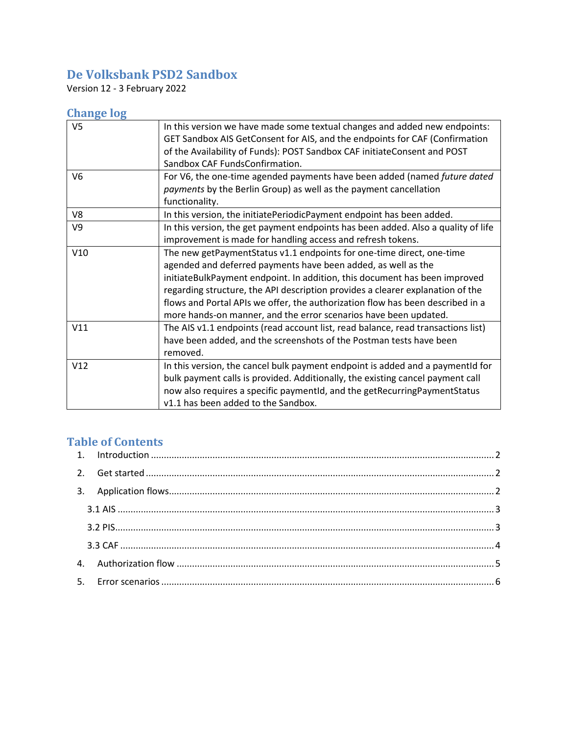# De Volksbank PSD2 Sandbox

Version 12 - 3 February 2022

## Change log

| | |
|---|---|
| V5 | In this version we have made some textual changes and added new endpoints: GET Sandbox AIS GetConsent for AIS, and the endpoints for CAF (Confirmation of the Availability of Funds): POST Sandbox CAF initiateConsent and POST Sandbox CAF FundsConfirmation. |
| V6 | For V6, the one-time agended payments have been added (named *future dated payments* by the Berlin Group) as well as the payment cancellation functionality. |
| V8 | In this version, the initiatePeriodicPayment endpoint has been added. |
| V9 | In this version, the get payment endpoints has been added. Also a quality of life improvement is made for handling access and refresh tokens. |
| V10 | The new getPaymentStatus v1.1 endpoints for one-time direct, one-time agended and deferred payments have been added, as well as the initiateBulkPayment endpoint. In addition, this document has been improved regarding structure, the API description provides a clearer explanation of the flows and Portal APIs we offer, the authorization flow has described in a more hands-on manner, and the error scenarios have been updated. |
| V11 | The AIS v1.1 endpoints (read account list, read balance, read transactions list) have been added, and the screenshots of the Postman tests have been removed. |
| V12 | In this version, the cancel bulk payment endpoint is added and a paymentId for bulk payment calls is provided. Additionally, the existing cancel payment call now also requires a specific paymentId, and the getRecurringPaymentStatus v1.1 has been added to the Sandbox. |

## Table of Contents

1. Introduction ..... 2
2. Get started ..... 2
3. Application flows ..... 2
   - 3.1 AIS ..... 3
   - 3.2 PIS ..... 3
   - 3.3 CAF ..... 4
4. Authorization flow ..... 5
5. Error scenarios ..... 6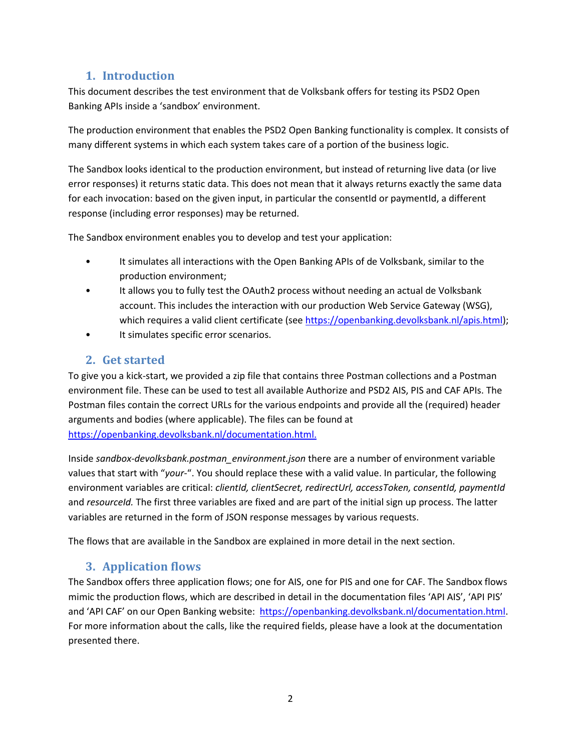## 1. Introduction

This document describes the test environment that de Volksbank offers for testing its PSD2 Open Banking APIs inside a 'sandbox' environment.

The production environment that enables the PSD2 Open Banking functionality is complex. It consists of many different systems in which each system takes care of a portion of the business logic.

The Sandbox looks identical to the production environment, but instead of returning live data (or live error responses) it returns static data. This does not mean that it always returns exactly the same data for each invocation: based on the given input, in particular the consentId or paymentId, a different response (including error responses) may be returned.

The Sandbox environment enables you to develop and test your application:

- It simulates all interactions with the Open Banking APIs of de Volksbank, similar to the production environment;
- It allows you to fully test the OAuth2 process without needing an actual de Volksbank account. This includes the interaction with our production Web Service Gateway (WSG), which requires a valid client certificate (see [https://openbanking.devolksbank.nl/apis.html](https://openbanking.devolksbank.nl/apis.html));
- It simulates specific error scenarios.

## 2. Get started

To give you a kick-start, we provided a zip file that contains three Postman collections and a Postman environment file. These can be used to test all available Authorize and PSD2 AIS, PIS and CAF APIs. The Postman files contain the correct URLs for the various endpoints and provide all the (required) header arguments and bodies (where applicable). The files can be found at [https://openbanking.devolksbank.nl/documentation.html.](https://openbanking.devolksbank.nl/documentation.html)

Inside *sandbox-devolksbank.postman_environment.json* there are a number of environment variable values that start with "*your-*". You should replace these with a valid value. In particular, the following environment variables are critical: *clientId, clientSecret, redirectUrl, accessToken, consentId, paymentId* and *resourceId.* The first three variables are fixed and are part of the initial sign up process. The latter variables are returned in the form of JSON response messages by various requests.

The flows that are available in the Sandbox are explained in more detail in the next section.

## 3. Application flows

The Sandbox offers three application flows; one for AIS, one for PIS and one for CAF. The Sandbox flows mimic the production flows, which are described in detail in the documentation files 'API AIS', 'API PIS' and 'API CAF' on our Open Banking website: [https://openbanking.devolksbank.nl/documentation.html](https://openbanking.devolksbank.nl/documentation.html). For more information about the calls, like the required fields, please have a look at the documentation presented there.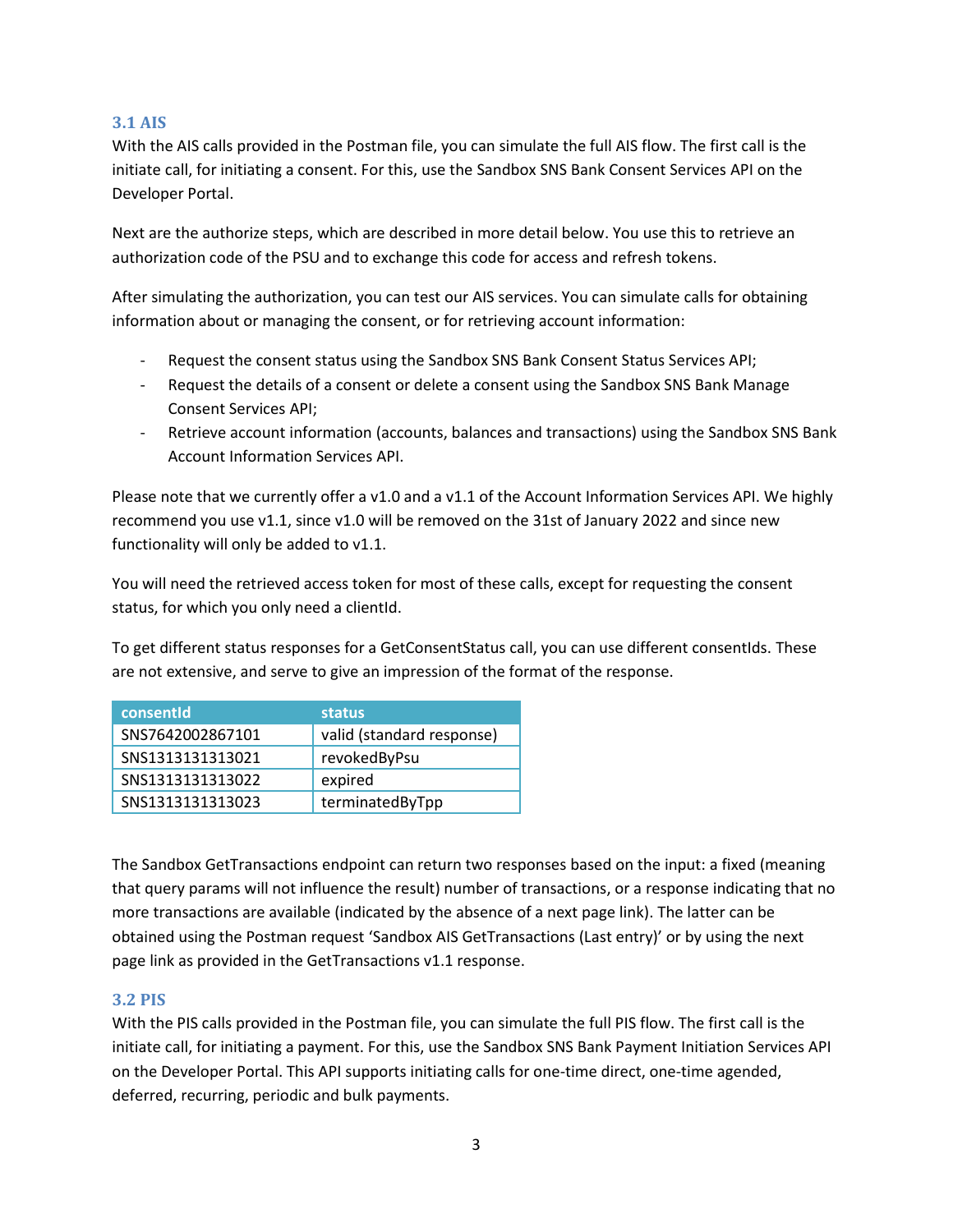### 3.1 AIS

With the AIS calls provided in the Postman file, you can simulate the full AIS flow. The first call is the initiate call, for initiating a consent. For this, use the Sandbox SNS Bank Consent Services API on the Developer Portal.

Next are the authorize steps, which are described in more detail below. You use this to retrieve an authorization code of the PSU and to exchange this code for access and refresh tokens.

After simulating the authorization, you can test our AIS services. You can simulate calls for obtaining information about or managing the consent, or for retrieving account information:

- Request the consent status using the Sandbox SNS Bank Consent Status Services API;
- Request the details of a consent or delete a consent using the Sandbox SNS Bank Manage Consent Services API;
- Retrieve account information (accounts, balances and transactions) using the Sandbox SNS Bank Account Information Services API.

Please note that we currently offer a v1.0 and a v1.1 of the Account Information Services API. We highly recommend you use v1.1, since v1.0 will be removed on the 31st of January 2022 and since new functionality will only be added to v1.1.

You will need the retrieved access token for most of these calls, except for requesting the consent status, for which you only need a clientId.

To get different status responses for a GetConsentStatus call, you can use different consentIds. These are not extensive, and serve to give an impression of the format of the response.

| consentId | status |
|---|---|
| SNS7642002867101 | valid (standard response) |
| SNS1313131313021 | revokedByPsu |
| SNS1313131313022 | expired |
| SNS1313131313023 | terminatedByTpp |

The Sandbox GetTransactions endpoint can return two responses based on the input: a fixed (meaning that query params will not influence the result) number of transactions, or a response indicating that no more transactions are available (indicated by the absence of a next page link). The latter can be obtained using the Postman request 'Sandbox AIS GetTransactions (Last entry)' or by using the next page link as provided in the GetTransactions v1.1 response.

### 3.2 PIS

With the PIS calls provided in the Postman file, you can simulate the full PIS flow. The first call is the initiate call, for initiating a payment. For this, use the Sandbox SNS Bank Payment Initiation Services API on the Developer Portal. This API supports initiating calls for one-time direct, one-time agended, deferred, recurring, periodic and bulk payments.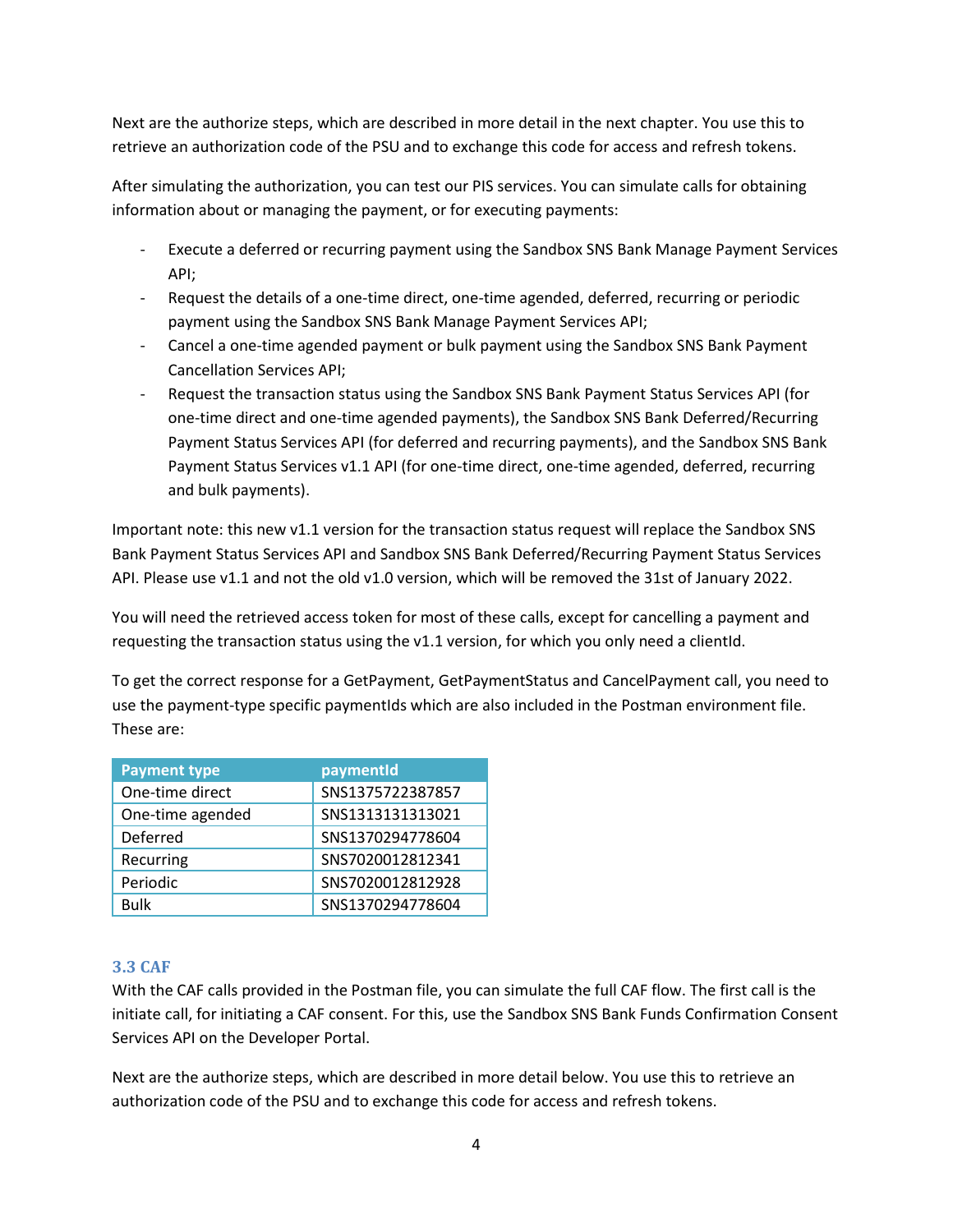Next are the authorize steps, which are described in more detail in the next chapter. You use this to retrieve an authorization code of the PSU and to exchange this code for access and refresh tokens.

After simulating the authorization, you can test our PIS services. You can simulate calls for obtaining information about or managing the payment, or for executing payments:

- Execute a deferred or recurring payment using the Sandbox SNS Bank Manage Payment Services API;
- Request the details of a one-time direct, one-time agended, deferred, recurring or periodic payment using the Sandbox SNS Bank Manage Payment Services API;
- Cancel a one-time agended payment or bulk payment using the Sandbox SNS Bank Payment Cancellation Services API;
- Request the transaction status using the Sandbox SNS Bank Payment Status Services API (for one-time direct and one-time agended payments), the Sandbox SNS Bank Deferred/Recurring Payment Status Services API (for deferred and recurring payments), and the Sandbox SNS Bank Payment Status Services v1.1 API (for one-time direct, one-time agended, deferred, recurring and bulk payments).

Important note: this new v1.1 version for the transaction status request will replace the Sandbox SNS Bank Payment Status Services API and Sandbox SNS Bank Deferred/Recurring Payment Status Services API. Please use v1.1 and not the old v1.0 version, which will be removed the 31st of January 2022.

You will need the retrieved access token for most of these calls, except for cancelling a payment and requesting the transaction status using the v1.1 version, for which you only need a clientId.

To get the correct response for a GetPayment, GetPaymentStatus and CancelPayment call, you need to use the payment-type specific paymentIds which are also included in the Postman environment file. These are:

| Payment type | paymentId |
|---|---|
| One-time direct | SNS1375722387857 |
| One-time agended | SNS1313131313021 |
| Deferred | SNS1370294778604 |
| Recurring | SNS7020012812341 |
| Periodic | SNS7020012812928 |
| Bulk | SNS1370294778604 |

### 3.3 CAF

With the CAF calls provided in the Postman file, you can simulate the full CAF flow. The first call is the initiate call, for initiating a CAF consent. For this, use the Sandbox SNS Bank Funds Confirmation Consent Services API on the Developer Portal.

Next are the authorize steps, which are described in more detail below. You use this to retrieve an authorization code of the PSU and to exchange this code for access and refresh tokens.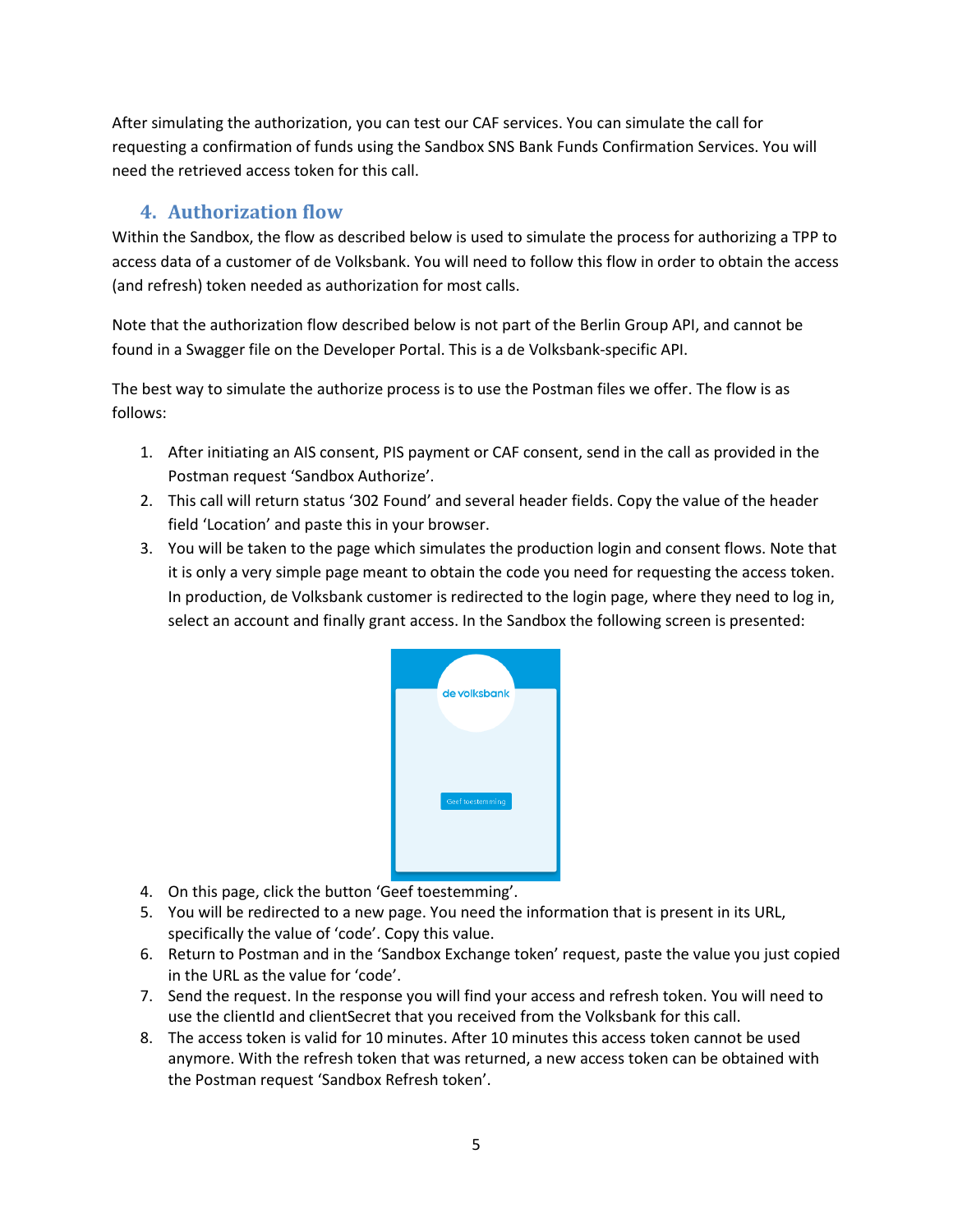After simulating the authorization, you can test our CAF services. You can simulate the call for requesting a confirmation of funds using the Sandbox SNS Bank Funds Confirmation Services. You will need the retrieved access token for this call.

## 4. Authorization flow

Within the Sandbox, the flow as described below is used to simulate the process for authorizing a TPP to access data of a customer of de Volksbank. You will need to follow this flow in order to obtain the access (and refresh) token needed as authorization for most calls.

Note that the authorization flow described below is not part of the Berlin Group API, and cannot be found in a Swagger file on the Developer Portal. This is a de Volksbank-specific API.

The best way to simulate the authorize process is to use the Postman files we offer. The flow is as follows:

1. After initiating an AIS consent, PIS payment or CAF consent, send in the call as provided in the Postman request 'Sandbox Authorize'.
2. This call will return status '302 Found' and several header fields. Copy the value of the header field 'Location' and paste this in your browser.
3. You will be taken to the page which simulates the production login and consent flows. Note that it is only a very simple page meant to obtain the code you need for requesting the access token. In production, de Volksbank customer is redirected to the login page, where they need to log in, select an account and finally grant access. In the Sandbox the following screen is presented:
4. On this page, click the button 'Geef toestemming'.
5. You will be redirected to a new page. You need the information that is present in its URL, specifically the value of 'code'. Copy this value.
6. Return to Postman and in the 'Sandbox Exchange token' request, paste the value you just copied in the URL as the value for 'code'.
7. Send the request. In the response you will find your access and refresh token. You will need to use the clientId and clientSecret that you received from the Volksbank for this call.
8. The access token is valid for 10 minutes. After 10 minutes this access token cannot be used anymore. With the refresh token that was returned, a new access token can be obtained with the Postman request 'Sandbox Refresh token'.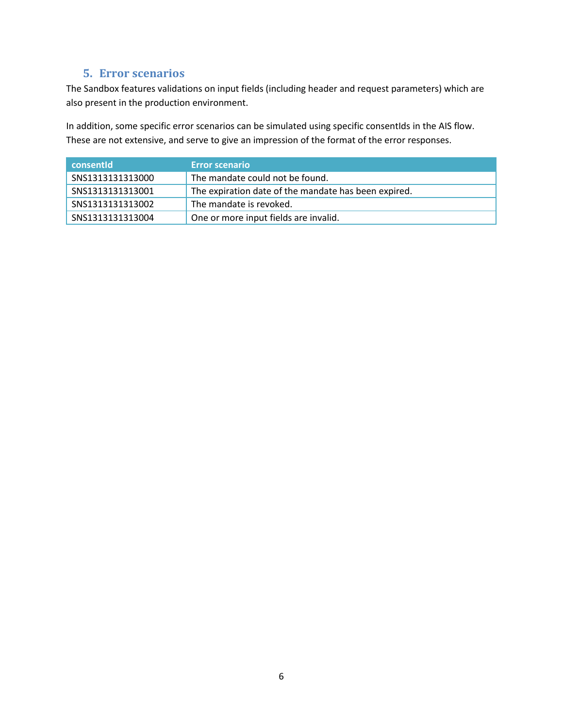## 5. Error scenarios

The Sandbox features validations on input fields (including header and request parameters) which are also present in the production environment.

In addition, some specific error scenarios can be simulated using specific consentIds in the AIS flow. These are not extensive, and serve to give an impression of the format of the error responses.

| consentId | Error scenario |
|---|---|
| SNS1313131313000 | The mandate could not be found. |
| SNS1313131313001 | The expiration date of the mandate has been expired. |
| SNS1313131313002 | The mandate is revoked. |
| SNS1313131313004 | One or more input fields are invalid. |